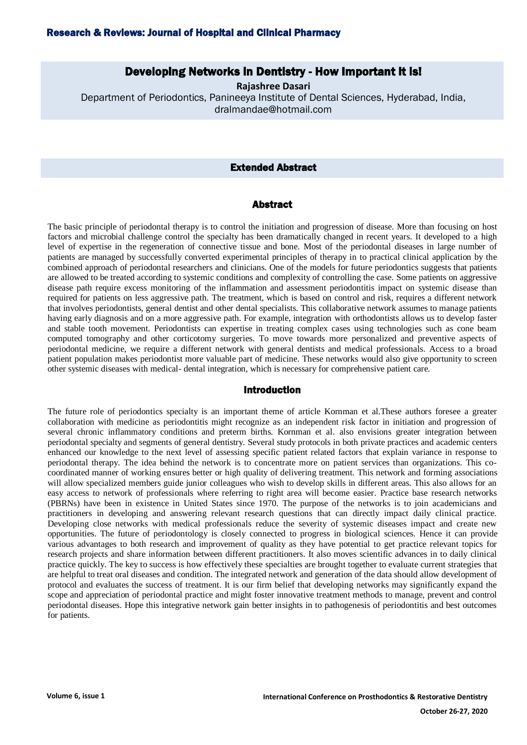# Developing Networks In Dentistry - How Important It Is!

**Rajashree Dasari**

Department of Periodontics, Panineeya Institute of Dental Sciences, Hyderabad, India, dralmandae@hotmail.com

## Extended Abstract

## Abstract

The basic principle of periodontal therapy is to control the initiation and progression of disease. More than focusing on host factors and microbial challenge control the specialty has been dramatically changed in recent years. It developed to a high level of expertise in the regeneration of connective tissue and bone. Most of the periodontal diseases in large number of patients are managed by successfully converted experimental principles of therapy in to practical clinical application by the combined approach of periodontal researchers and clinicians. One of the models for future periodontics suggests that patients are allowed to be treated according to systemic conditions and complexity of controlling the case. Some patients on aggressive disease path require excess monitoring of the inflammation and assessment periodontitis impact on systemic disease than required for patients on less aggressive path. The treatment, which is based on control and risk, requires a different network that involves periodontists, general dentist and other dental specialists. This collaborative network assumes to manage patients having early diagnosis and on a more aggressive path. For example, integration with orthodontists allows us to develop faster and stable tooth movement. Periodontists can expertise in treating complex cases using technologies such as cone beam computed tomography and other corticotomy surgeries. To move towards more personalized and preventive aspects of periodontal medicine, we require a different network with general dentists and medical professionals. Access to a broad patient population makes periodontist more valuable part of medicine. These networks would also give opportunity to screen other systemic diseases with medical- dental integration, which is necessary for comprehensive patient care.

## Introduction

The future role of periodontics specialty is an important theme of article Kornman et al.These authors foresee a greater collaboration with medicine as periodontitis might recognize as an independent risk factor in initiation and progression of several chronic inflammatory conditions and preterm births. Kornman et al. also envisions greater integration between periodontal specialty and segments of general dentistry. Several study protocols in both private practices and academic centers enhanced our knowledge to the next level of assessing specific patient related factors that explain variance in response to periodontal therapy. The idea behind the network is to concentrate more on patient services than organizations. This co-coordinated manner of working ensures better or high quality of delivering treatment. This network and forming associations will allow specialized members guide junior colleagues who wish to develop skills in different areas. This also allows for an easy access to network of professionals where referring to right area will become easier. Practice base research networks (PBRNs) have been in existence in United States since 1970. The purpose of the networks is to join academicians and practitioners in developing and answering relevant research questions that can directly impact daily clinical practice. Developing close networks with medical professionals reduce the severity of systemic diseases impact and create new opportunities. The future of periodontology is closely connected to progress in biological sciences. Hence it can provide various advantages to both research and improvement of quality as they have potential to get practice relevant topics for research projects and share information between different practitioners. It also moves scientific advances in to daily clinical practice quickly. The key to success is how effectively these specialties are brought together to evaluate current strategies that are helpful to treat oral diseases and condition. The integrated network and generation of the data should allow development of protocol and evaluates the success of treatment. It is our firm belief that developing networks may significantly expand the scope and appreciation of periodontal practice and might foster innovative treatment methods to manage, prevent and control periodontal diseases. Hope this integrative network gain better insights in to pathogenesis of periodontitis and best outcomes for patients.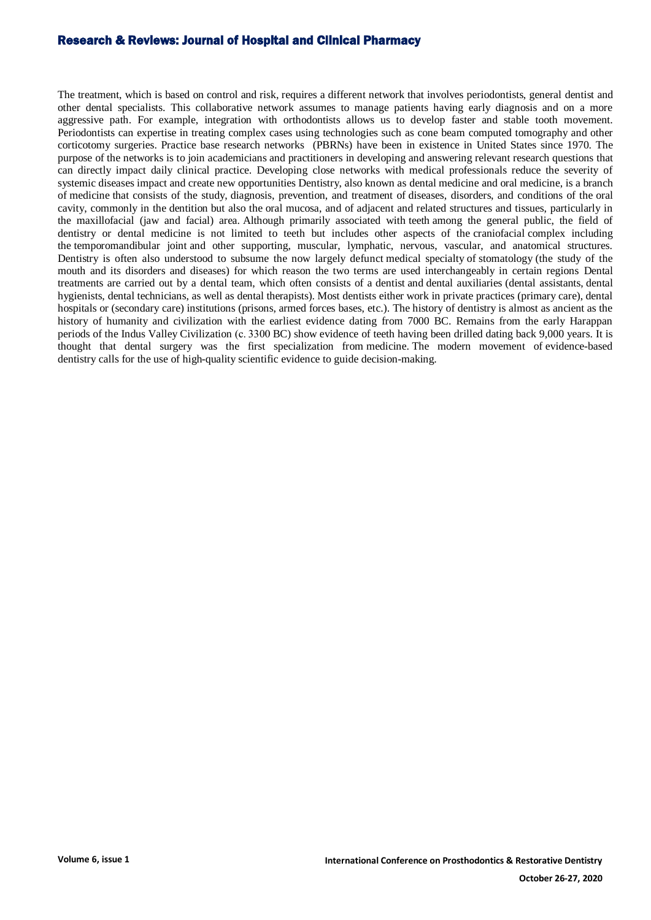The treatment, which is based on control and risk, requires a different network that involves periodontists, general dentist and other dental specialists. This collaborative network assumes to manage patients having early diagnosis and on a more aggressive path. For example, integration with orthodontists allows us to develop faster and stable tooth movement. Periodontists can expertise in treating complex cases using technologies such as cone beam computed tomography and other corticotomy surgeries. Practice base research networks (PBRNs) have been in existence in United States since 1970. The purpose of the networks is to join academicians and practitioners in developing and answering relevant research questions that can directly impact daily clinical practice. Developing close networks with medical professionals reduce the severity of systemic diseases impact and create new opportunities Dentistry, also known as dental medicine and oral medicine, is a branch of medicine that consists of the study, diagnosis, prevention, and treatment of diseases, disorders, and conditions of the oral cavity, commonly in the dentition but also the oral mucosa, and of adjacent and related structures and tissues, particularly in the maxillofacial (jaw and facial) area. Although primarily associated with teeth among the general public, the field of dentistry or dental medicine is not limited to teeth but includes other aspects of the craniofacial complex including the temporomandibular joint and other supporting, muscular, lymphatic, nervous, vascular, and anatomical structures. Dentistry is often also understood to subsume the now largely defunct medical specialty of stomatology (the study of the mouth and its disorders and diseases) for which reason the two terms are used interchangeably in certain regions Dental treatments are carried out by a dental team, which often consists of a dentist and dental auxiliaries (dental assistants, dental hygienists, dental technicians, as well as dental therapists). Most dentists either work in private practices (primary care), dental hospitals or (secondary care) institutions (prisons, armed forces bases, etc.). The history of dentistry is almost as ancient as the history of humanity and civilization with the earliest evidence dating from 7000 BC. Remains from the early Harappan periods of the Indus Valley Civilization (c. 3300 BC) show evidence of teeth having been drilled dating back 9,000 years. It is thought that dental surgery was the first specialization from medicine. The modern movement of evidence-based dentistry calls for the use of high-quality scientific evidence to guide decision-making.